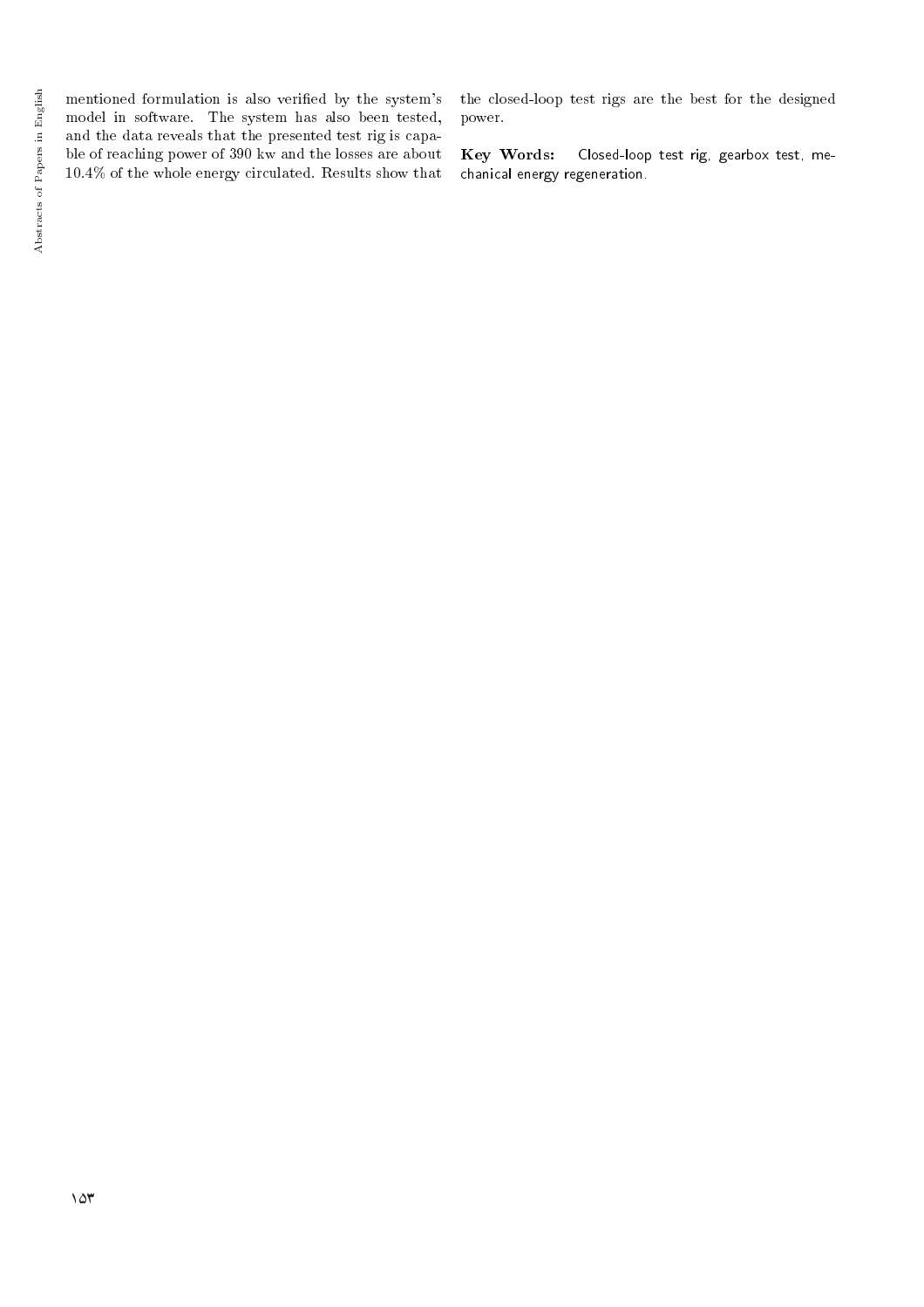mentioned formulation is also verified by the system's model in software. The system has also been tested, and the data reveals that the presented test rig is capable of reaching power of 390 kw and the losses are about 10.4% of the whole energy circulated. Results show that the closed-loop test rigs are the best for the designed power.

**Key Words:** Closed-loop test rig, gearbox test, mechanical energy regeneration.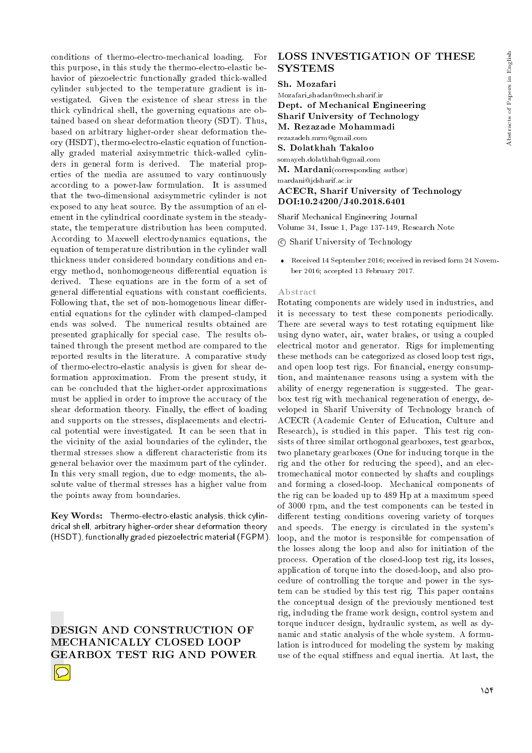conditions of thermo-electro-mechanical loading. For this purpose, in this study the thermo-electro-elastic behavior of piezoelectric functionally graded thick-walled cylinder subjected to the temperature gradient is investigated. Given the existence of shear stress in the thick cylindrical shell, the governing equations are obtained based on shear deformation theory (SDT). Thus, based on arbitrary higher-order shear deformation theory (HSDT), thermo-electro-elastic equation of functionally graded material axisymmetric thick-walled cylinders in general form is derived. The material properties of the media are assumed to vary continuously according to a power-law formulation. It is assumed that the two-dimensional axisymmetric cylinder is not exposed to any heat source. By the assumption of an element in the cylindrical coordinate system in the steady-state, the temperature distribution has been computed. According to Maxwell electrodynamics equations, the equation of temperature distribution in the cylinder wall thickness under considered boundary conditions and energy method, nonhomogeneous differential equation is derived. These equations are in the form of a set of general differential equations with constant coefficients. Following that, the set of non-homogenous linear differential equations for the cylinder with clamped-clamped ends was solved. The numerical results obtained are presented graphically for special case. The results obtained through the present method are compared to the reported results in the literature. A comparative study of thermo-electro-elastic analysis is given for shear deformation approximation. From the present study, it can be concluded that the higher-order approximations must be applied in order to improve the accuracy of the shear deformation theory. Finally, the effect of loading and supports on the stresses, displacements and electrical potential were investigated. It can be seen that in the vicinity of the axial boundaries of the cylinder, the thermal stresses show a different characteristic from its general behavior over the maximum part of the cylinder. In this very small region, due to edge moments, the absolute value of thermal stresses has a higher value from the points away from boundaries.

**Key Words:** Thermo-electro-elastic analysis, thick cylindrical shell, arbitrary higher-order shear deformation theory (HSDT), functionally graded piezoelectric material (FGPM).

## DESIGN AND CONSTRUCTION OF MECHANICALLY CLOSED LOOP GEARBOX TEST RIG AND POWER LOSS INVESTIGATION OF THESE SYSTEMS

**Sh. Mozafari**
Mozafari_shadan@mech.sharif.ir
**Dept. of Mechanical Engineering**
**Sharif University of Technology**
**M. Rezazade Mohammadi**
rezazadeh.mrm@gmail.com
**S. Dolatkhah Takaloo**
somayeh.dolatkhah@gmail.com
**M. Mardani**(corresponding author)
mardani@jdsharif.ac.ir
**ACECR, Sharif University of Technology**
**DOI:10.24200/J40.2018.6401**

Sharif Mechanical Engineering Journal
Volume 34, Issue 1, Page 137-149, Research Note

© Sharif University of Technology

- Received 14 September 2016; received in revised form 24 November 2016; accepted 13 February 2017.

### Abstract

Rotating components are widely used in industries, and it is necessary to test these components periodically. There are several ways to test rotating equipment like using dyno water, air, water brakes, or using a coupled electrical motor and generator. Rigs for implementing these methods can be categorized as closed loop test rigs, and open loop test rigs. For financial, energy consumption, and maintenance reasons using a system with the ability of energy regeneration is suggested. The gearbox test rig with mechanical regeneration of energy, developed in Sharif University of Technology branch of ACECR (Academic Center of Education, Culture and Research), is studied in this paper. This test rig consists of three similar orthogonal gearboxes, test gearbox, two planetary gearboxes (One for inducing torque in the rig and the other for reducing the speed), and an electromechanical motor connected by shafts and couplings and forming a closed-loop. Mechanical components of the rig can be loaded up to 489 Hp at a maximum speed of 3000 rpm, and the test components can be tested in different testing conditions covering variety of torques and speeds. The energy is circulated in the system's loop, and the motor is responsible for compensation of the losses along the loop and also for initiation of the process. Operation of the closed-loop test rig, its losses, application of torque into the closed-loop, and also procedure of controlling the torque and power in the system can be studied by this test rig. This paper contains the conceptual design of the previously mentioned test rig, including the frame work design, control system and torque inducer design, hydraulic system, as well as dynamic and static analysis of the whole system. A formulation is introduced for modeling the system by making use of the equal stiffness and equal inertia. At last, the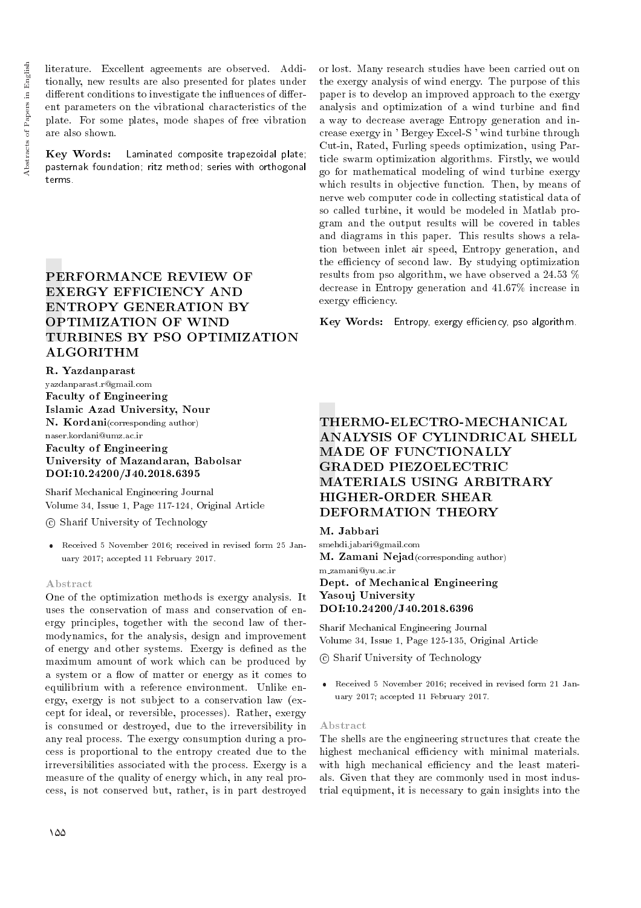literature. Excellent agreements are observed. Additionally, new results are also presented for plates under different conditions to investigate the influences of different parameters on the vibrational characteristics of the plate. For some plates, mode shapes of free vibration are also shown.

**Key Words:** Laminated composite trapezoidal plate; pasternak foundation; ritz method; series with orthogonal terms.

## PERFORMANCE REVIEW OF EXERGY EFFICIENCY AND ENTROPY GENERATION BY OPTIMIZATION OF WIND TURBINES BY PSO OPTIMIZATION ALGORITHM

**R. Yazdanparast**
yazdanparast.r@gmail.com
**Faculty of Engineering**
**Islamic Azad University, Nour**
**N. Kordani**(corresponding author)
naser.kordani@umz.ac.ir
**Faculty of Engineering**
**University of Mazandaran, Babolsar**
**DOI:10.24200/J40.2018.6395**

Sharif Mechanical Engineering Journal
Volume 34, Issue 1, Page 117-124, Original Article

© Sharif University of Technology

- Received 5 November 2016; received in revised form 25 January 2017; accepted 11 February 2017.

### Abstract

One of the optimization methods is exergy analysis. It uses the conservation of mass and conservation of energy principles, together with the second law of thermodynamics, for the analysis, design and improvement of energy and other systems. Exergy is defined as the maximum amount of work which can be produced by a system or a flow of matter or energy as it comes to equilibrium with a reference environment. Unlike energy, exergy is not subject to a conservation law (except for ideal, or reversible, processes). Rather, exergy is consumed or destroyed, due to the irreversibility in any real process. The exergy consumption during a process is proportional to the entropy created due to the irreversibilities associated with the process. Exergy is a measure of the quality of energy which, in any real process, is not conserved but, rather, is in part destroyed or lost. Many research studies have been carried out on the exergy analysis of wind energy. The purpose of this paper is to develop an improved approach to the exergy analysis and optimization of a wind turbine and find a way to decrease average Entropy generation and increase exergy in ' Bergey Excel-S ' wind turbine through Cut-in, Rated, Furling speeds optimization, using Particle swarm optimization algorithms. Firstly, we would go for mathematical modeling of wind turbine exergy which results in objective function. Then, by means of nerve web computer code in collecting statistical data of so called turbine, it would be modeled in Matlab program and the output results will be covered in tables and diagrams in this paper. This results shows a relation between inlet air speed, Entropy generation, and the efficiency of second law. By studying optimization results from pso algorithm, we have observed a 24.53 % decrease in Entropy generation and 41.67% increase in exergy efficiency.

**Key Words:** Entropy, exergy efficiency, pso algorithm.

## THERMO-ELECTRO-MECHANICAL ANALYSIS OF CYLINDRICAL SHELL MADE OF FUNCTIONALLY GRADED PIEZOELECTRIC MATERIALS USING ARBITRARY HIGHER-ORDER SHEAR DEFORMATION THEORY

**M. Jabbari**
smehdi.jabari@gmail.com
**M. Zamani Nejad**(corresponding author)
m_zamani@yu.ac.ir
**Dept. of Mechanical Engineering**
**Yasouj University**
**DOI:10.24200/J40.2018.6396**

Sharif Mechanical Engineering Journal
Volume 34, Issue 1, Page 125-135, Original Article

© Sharif University of Technology

- Received 5 November 2016; received in revised form 21 January 2017; accepted 11 February 2017.

### Abstract

The shells are the engineering structures that create the highest mechanical efficiency with minimal materials. with high mechanical efficiency and the least materials. Given that they are commonly used in most industrial equipment, it is necessary to gain insights into the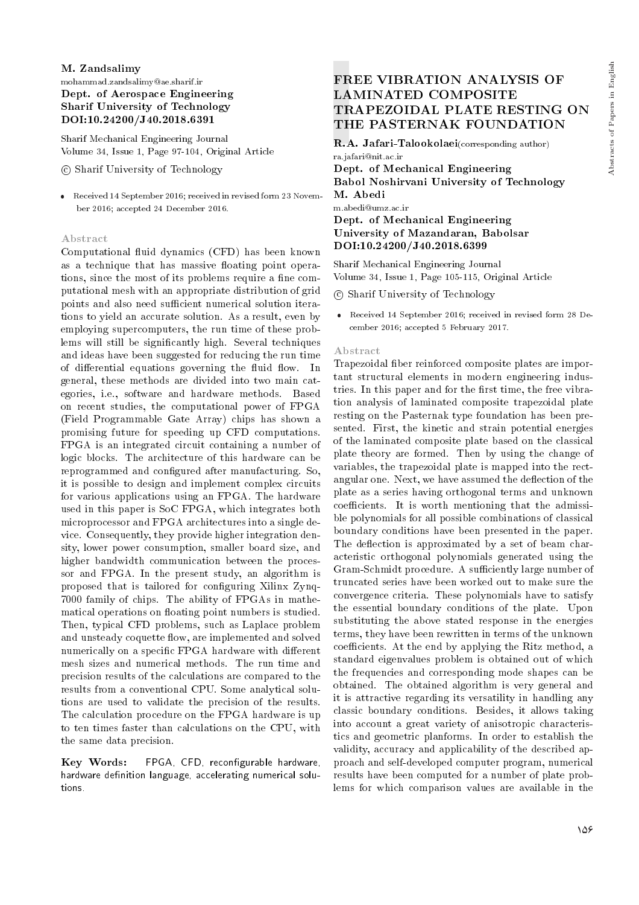**M. Zandsalimy**
mohammad.zandsalimy@ae.sharif.ir
**Dept. of Aerospace Engineering**
**Sharif University of Technology**
**DOI:10.24200/J40.2018.6391**

Sharif Mechanical Engineering Journal
Volume 34, Issue 1, Page 97-104, Original Article

© Sharif University of Technology

- Received 14 September 2016; received in revised form 23 November 2016; accepted 24 December 2016.

### Abstract

Computational fluid dynamics (CFD) has been known as a technique that has massive floating point operations, since the most of its problems require a fine computational mesh with an appropriate distribution of grid points and also need sufficient numerical solution iterations to yield an accurate solution. As a result, even by employing supercomputers, the run time of these problems will still be significantly high. Several techniques and ideas have been suggested for reducing the run time of differential equations governing the fluid flow. In general, these methods are divided into two main categories, i.e., software and hardware methods. Based on recent studies, the computational power of FPGA (Field Programmable Gate Array) chips has shown a promising future for speeding up CFD computations. FPGA is an integrated circuit containing a number of logic blocks. The architecture of this hardware can be reprogrammed and configured after manufacturing. So, it is possible to design and implement complex circuits for various applications using an FPGA. The hardware used in this paper is SoC FPGA, which integrates both microprocessor and FPGA architectures into a single device. Consequently, they provide higher integration density, lower power consumption, smaller board size, and higher bandwidth communication between the processor and FPGA. In the present study, an algorithm is proposed that is tailored for configuring Xilinx Zynq-7000 family of chips. The ability of FPGAs in mathematical operations on floating point numbers is studied. Then, typical CFD problems, such as Laplace problem and unsteady coquette flow, are implemented and solved numerically on a specific FPGA hardware with different mesh sizes and numerical methods. The run time and precision results of the calculations are compared to the results from a conventional CPU. Some analytical solutions are used to validate the precision of the results. The calculation procedure on the FPGA hardware is up to ten times faster than calculations on the CPU, with the same data precision.

**Key Words:** FPGA, CFD, reconfigurable hardware, hardware definition language, accelerating numerical solutions.

## FREE VIBRATION ANALYSIS OF LAMINATED COMPOSITE TRAPEZOIDAL PLATE RESTING ON THE PASTERNAK FOUNDATION

**R.A. Jafari-Talookolaei**(corresponding author)
ra.jafari@nit.ac.ir
**Dept. of Mechanical Engineering**
**Babol Noshirvani University of Technology**
**M. Abedi**
m.abedi@umz.ac.ir
**Dept. of Mechanical Engineering**
**University of Mazandaran, Babolsar**
**DOI:10.24200/J40.2018.6399**

Sharif Mechanical Engineering Journal
Volume 34, Issue 1, Page 105-115, Original Article

© Sharif University of Technology

- Received 14 September 2016; received in revised form 28 December 2016; accepted 5 February 2017.

### Abstract

Trapezoidal fiber reinforced composite plates are important structural elements in modern engineering industries. In this paper and for the first time, the free vibration analysis of laminated composite trapezoidal plate resting on the Pasternak type foundation has been presented. First, the kinetic and strain potential energies of the laminated composite plate based on the classical plate theory are formed. Then by using the change of variables, the trapezoidal plate is mapped into the rectangular one. Next, we have assumed the deflection of the plate as a series having orthogonal terms and unknown coefficients. It is worth mentioning that the admissible polynomials for all possible combinations of classical boundary conditions have been presented in the paper. The deflection is approximated by a set of beam characteristic orthogonal polynomials generated using the Gram-Schmidt procedure. A sufficiently large number of truncated series have been worked out to make sure the convergence criteria. These polynomials have to satisfy the essential boundary conditions of the plate. Upon substituting the above stated response in the energies terms, they have been rewritten in terms of the unknown coefficients. At the end by applying the Ritz method, a standard eigenvalues problem is obtained out of which the frequencies and corresponding mode shapes can be obtained. The obtained algorithm is very general and it is attractive regarding its versatility in handling any classic boundary conditions. Besides, it allows taking into account a great variety of anisotropic characteristics and geometric planforms. In order to establish the validity, accuracy and applicability of the described approach and self-developed computer program, numerical results have been computed for a number of plate problems for which comparison values are available in the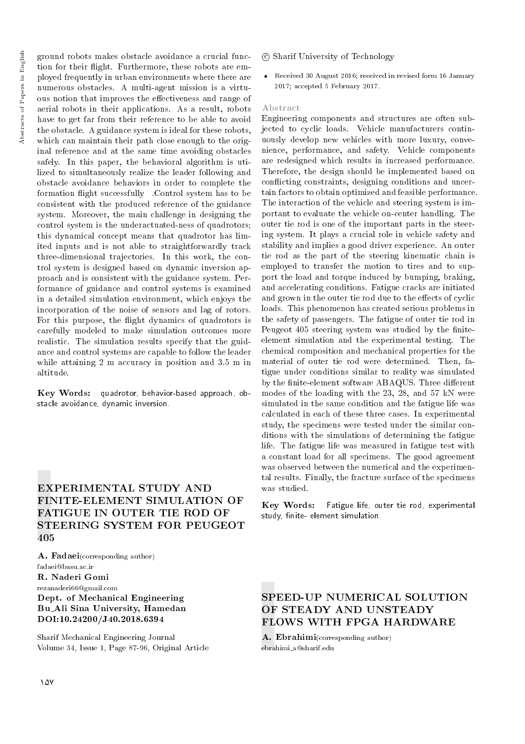ground robots makes obstacle avoidance a crucial function for their flight. Furthermore, these robots are employed frequently in urban environments where there are numerous obstacles. A multi-agent mission is a virtuous notion that improves the effectiveness and range of aerial robots in their applications. As a result, robots have to get far from their reference to be able to avoid the obstacle. A guidance system is ideal for these robots, which can maintain their path close enough to the original reference and at the same time avoiding obstacles safely. In this paper, the behavioral algorithm is utilized to simultaneously realize the leader following and obstacle avoidance behaviors in order to complete the formation flight successfully .Control system has to be consistent with the produced reference of the guidance system. Moreover, the main challenge in designing the control system is the underactuated-ness of quadrotors; this dynamical concept means that quadrotor has limited inputs and is not able to straightforwardly track three-dimensional trajectories. In this work, the control system is designed based on dynamic inversion approach and is consistent with the guidance system. Performance of guidance and control systems is examined in a detailed simulation environment, which enjoys the incorporation of the noise of sensors and lag of rotors. For this purpose, the flight dynamics of quadrotors is carefully modeled to make simulation outcomes more realistic. The simulation results specify that the guidance and control systems are capable to follow the leader while attaining 2 m accuracy in position and 3.5 m in altitude.

**Key Words:** quadrotor, behavior-based approach, obstacle avoidance, dynamic inversion.

## EXPERIMENTAL STUDY AND FINITE-ELEMENT SIMULATION OF FATIGUE IN OUTER TIE ROD OF STEERING SYSTEM FOR PEUGEOT 405

**A. Fadaei**(corresponding author)
fadaei@basu.ac.ir
**R. Naderi Gomi**
rezanaderi66@gmail.com
**Dept. of Mechanical Engineering**
**Bu_Ali Sina University, Hamedan**
**DOI:10.24200/J40.2018.6394**

Sharif Mechanical Engineering Journal
Volume 34, Issue 1, Page 87-96, Original Article

© Sharif University of Technology

- Received 30 August 2016; received in revised form 16 January 2017; accepted 5 February 2017.

### Abstract

Engineering components and structures are often subjected to cyclic loads. Vehicle manufacturers continuously develop new vehicles with more luxury, convenience, performance, and safety. Vehicle components are redesigned which results in increased performance. Therefore, the design should be implemented based on conflicting constraints, designing conditions and uncertain factors to obtain optimized and feasible performance. The interaction of the vehicle and steering system is important to evaluate the vehicle on-center handling. The outer tie rod is one of the important parts in the steering system. It plays a crucial role in vehicle safety and stability and implies a good driver experience. An outer tie rod as the part of the steering kinematic chain is employed to transfer the motion to tires and to support the load and torque induced by bumping, braking, and accelerating conditions. Fatigue cracks are initiated and grown in the outer tie rod due to the effects of cyclic loads. This phenomenon has created serious problems in the safety of passengers. The fatigue of outer tie rod in Peugeot 405 steering system was studied by the finite-element simulation and the experimental testing. The chemical composition and mechanical properties for the material of outer tie rod were determined. Then, fatigue under conditions similar to reality was simulated by the finite-element software ABAQUS. Three different modes of the loading with the 23, 28, and 57 kN were simulated in the same condition and the fatigue life was calculated in each of these three cases. In experimental study, the specimens were tested under the similar conditions with the simulations of determining the fatigue life. The fatigue life was measured in fatigue test with a constant load for all specimens. The good agreement was observed between the numerical and the experimental results. Finally, the fracture surface of the specimens was studied.

**Key Words:** Fatigue life, outer tie rod, experimental study, finite- element simulation.

## SPEED-UP NUMERICAL SOLUTION OF STEADY AND UNSTEADY FLOWS WITH FPGA HARDWARE

**A. Ebrahimi**(corresponding author)
ebrahimi_a@sharif.edu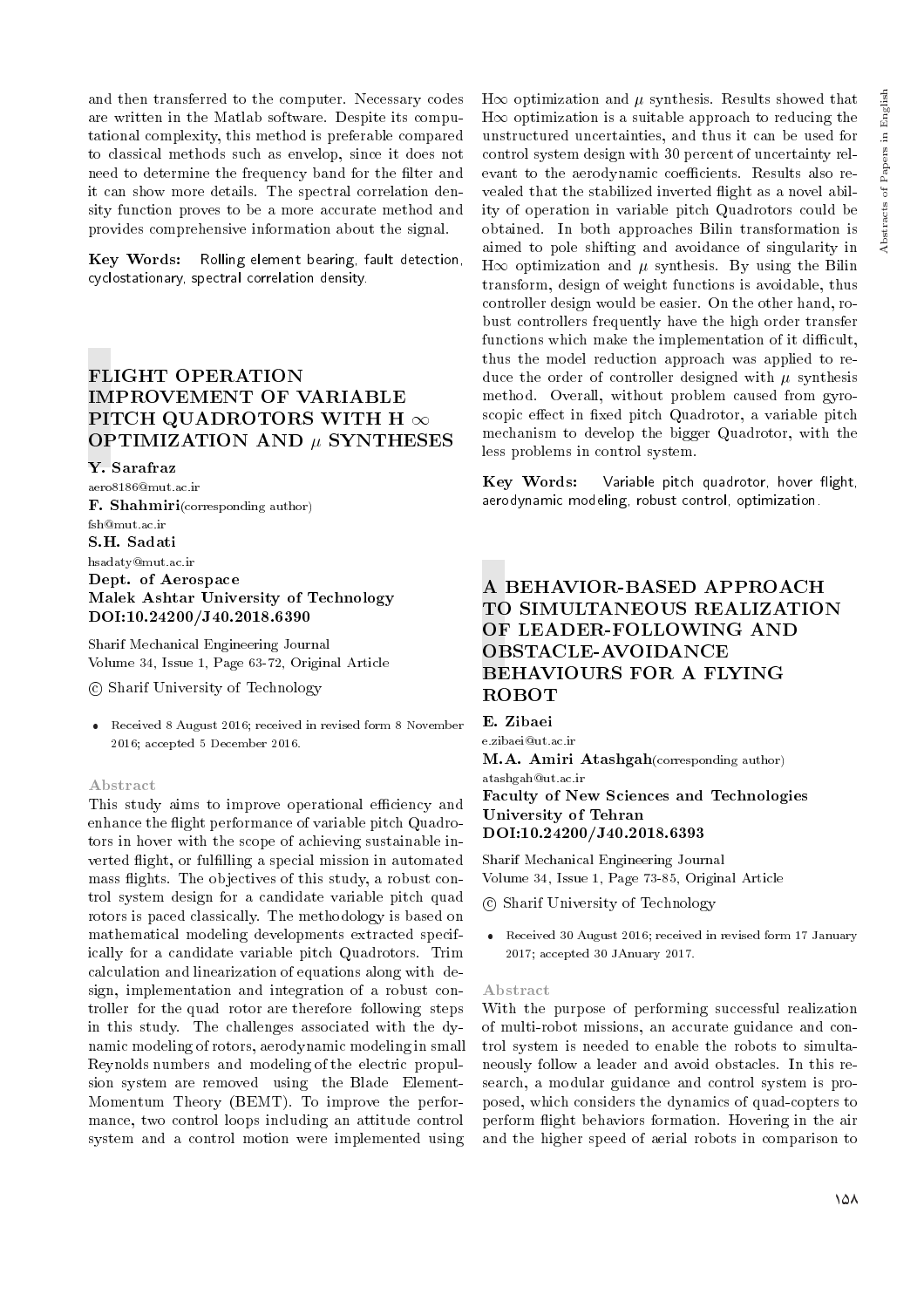and then transferred to the computer. Necessary codes are written in the Matlab software. Despite its computational complexity, this method is preferable compared to classical methods such as envelop, since it does not need to determine the frequency band for the filter and it can show more details. The spectral correlation density function proves to be a more accurate method and provides comprehensive information about the signal.

**Key Words:** Rolling element bearing, fault detection, cyclostationary, spectral correlation density.

## FLIGHT OPERATION IMPROVEMENT OF VARIABLE PITCH QUADROTORS WITH H $\infty$ OPTIMIZATION AND $\mu$ SYNTHESES

**Y. Sarafraz**
aero8186@mut.ac.ir
**F. Shahmiri**(corresponding author)
fsh@mut.ac.ir
**S.H. Sadati**
hsadaty@mut.ac.ir
**Dept. of Aerospace**
**Malek Ashtar University of Technology**
**DOI:10.24200/J40.2018.6390**

Sharif Mechanical Engineering Journal
Volume 34, Issue 1, Page 63-72, Original Article

© Sharif University of Technology

- Received 8 August 2016; received in revised form 8 November 2016; accepted 5 December 2016.

### Abstract

This study aims to improve operational efficiency and enhance the flight performance of variable pitch Quadrotors in hover with the scope of achieving sustainable inverted flight, or fulfilling a special mission in automated mass flights. The objectives of this study, a robust control system design for a candidate variable pitch quad rotors is paced classically. The methodology is based on mathematical modeling developments extracted specifically for a candidate variable pitch Quadrotors. Trim calculation and linearization of equations along with design, implementation and integration of a robust controller for the quad rotor are therefore following steps in this study. The challenges associated with the dynamic modeling of rotors, aerodynamic modeling in small Reynolds numbers and modeling of the electric propulsion system are removed using the Blade Element-Momentum Theory (BEMT). To improve the performance, two control loops including an attitude control system and a control motion were implemented using H$\infty$ optimization and $\mu$ synthesis. Results showed that H$\infty$ optimization is a suitable approach to reducing the unstructured uncertainties, and thus it can be used for control system design with 30 percent of uncertainty relevant to the aerodynamic coefficients. Results also revealed that the stabilized inverted flight as a novel ability of operation in variable pitch Quadrotors could be obtained. In both approaches Bilin transformation is aimed to pole shifting and avoidance of singularity in H$\infty$ optimization and $\mu$ synthesis. By using the Bilin transform, design of weight functions is avoidable, thus controller design would be easier. On the other hand, robust controllers frequently have the high order transfer functions which make the implementation of it difficult, thus the model reduction approach was applied to reduce the order of controller designed with $\mu$ synthesis method. Overall, without problem caused from gyroscopic effect in fixed pitch Quadrotor, a variable pitch mechanism to develop the bigger Quadrotor, with the less problems in control system.

**Key Words:** Variable pitch quadrotor, hover flight, aerodynamic modeling, robust control, optimization.

## A BEHAVIOR-BASED APPROACH TO SIMULTANEOUS REALIZATION OF LEADER-FOLLOWING AND OBSTACLE-AVOIDANCE BEHAVIOURS FOR A FLYING ROBOT

**E. Zibaei**
e.zibaei@ut.ac.ir
**M.A. Amiri Atashgah**(corresponding author)
atashgah@ut.ac.ir
**Faculty of New Sciences and Technologies**
**University of Tehran**
**DOI:10.24200/J40.2018.6393**

Sharif Mechanical Engineering Journal
Volume 34, Issue 1, Page 73-85, Original Article

© Sharif University of Technology

- Received 30 August 2016; received in revised form 17 January 2017; accepted 30 JAnuary 2017.

### Abstract

With the purpose of performing successful realization of multi-robot missions, an accurate guidance and control system is needed to enable the robots to simultaneously follow a leader and avoid obstacles. In this research, a modular guidance and control system is proposed, which considers the dynamics of quad-copters to perform flight behaviors formation. Hovering in the air and the higher speed of aerial robots in comparison to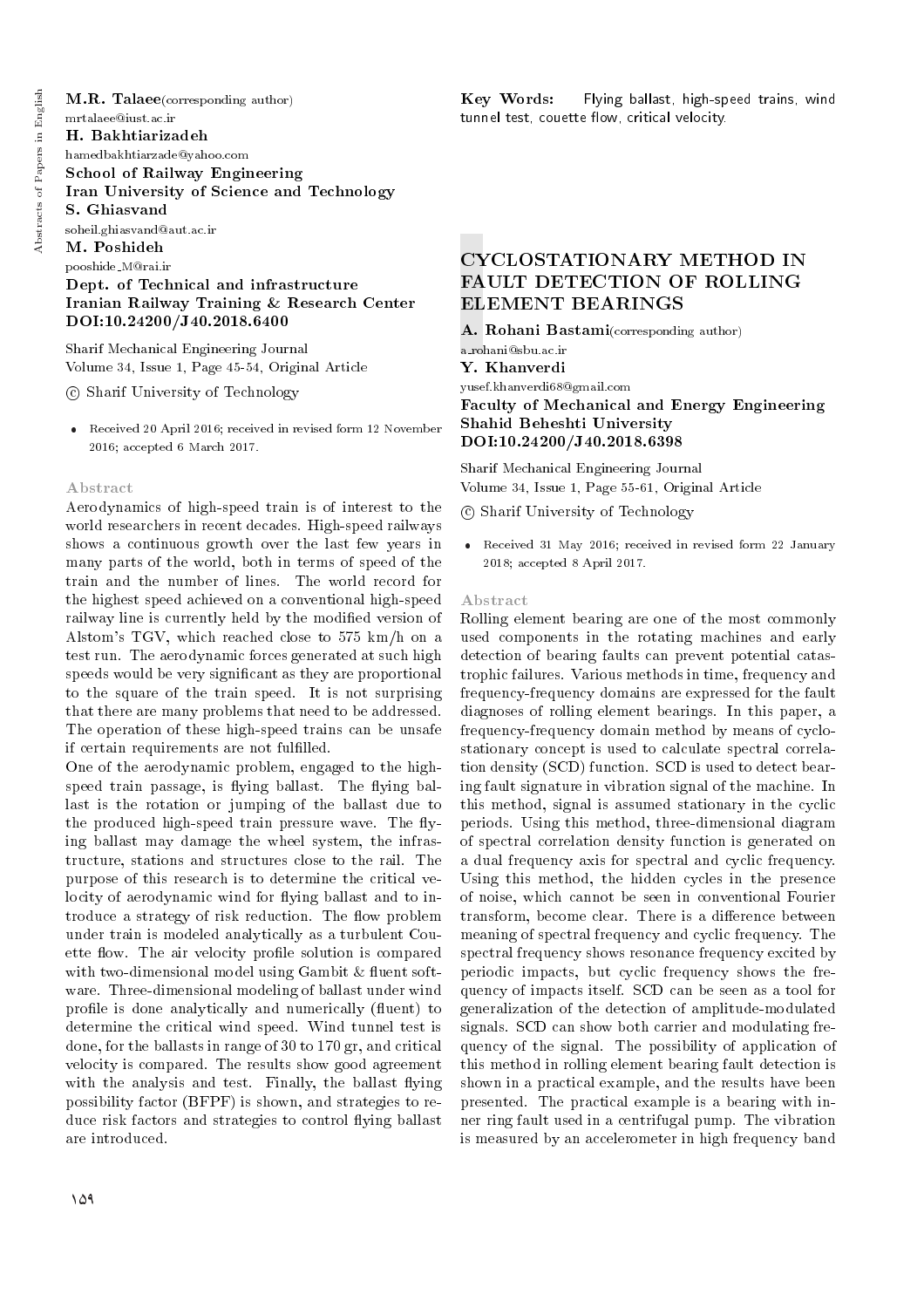**M.R. Talaee**(corresponding author)
mrtalaee@iust.ac.ir
**H. Bakhtiarizadeh**
hamedbakhtiarzade@yahoo.com
**School of Railway Engineering**
**Iran University of Science and Technology**
**S. Ghiasvand**
soheil.ghiasvand@aut.ac.ir
**M. Poshideh**
pooshide_M@rai.ir
**Dept. of Technical and infrastructure**
**Iranian Railway Training & Research Center**
**DOI:10.24200/J40.2018.6400**

Sharif Mechanical Engineering Journal
Volume 34, Issue 1, Page 45-54, Original Article

© Sharif University of Technology

- Received 20 April 2016; received in revised form 12 November 2016; accepted 6 March 2017.

### Abstract

Aerodynamics of high-speed train is of interest to the world researchers in recent decades. High-speed railways shows a continuous growth over the last few years in many parts of the world, both in terms of speed of the train and the number of lines. The world record for the highest speed achieved on a conventional high-speed railway line is currently held by the modified version of Alstom's TGV, which reached close to 575 km/h on a test run. The aerodynamic forces generated at such high speeds would be very significant as they are proportional to the square of the train speed. It is not surprising that there are many problems that need to be addressed. The operation of these high-speed trains can be unsafe if certain requirements are not fulfilled.

One of the aerodynamic problem, engaged to the high-speed train passage, is flying ballast. The flying ballast is the rotation or jumping of the ballast due to the produced high-speed train pressure wave. The flying ballast may damage the wheel system, the infrastructure, stations and structures close to the rail. The purpose of this research is to determine the critical velocity of aerodynamic wind for flying ballast and to introduce a strategy of risk reduction. The flow problem under train is modeled analytically as a turbulent Couette flow. The air velocity profile solution is compared with two-dimensional model using Gambit & fluent software. Three-dimensional modeling of ballast under wind profile is done analytically and numerically (fluent) to determine the critical wind speed. Wind tunnel test is done, for the ballasts in range of 30 to 170 gr, and critical velocity is compared. The results show good agreement with the analysis and test. Finally, the ballast flying possibility factor (BFPF) is shown, and strategies to reduce risk factors and strategies to control flying ballast are introduced.

**Key Words:** Flying ballast, high-speed trains, wind tunnel test, couette flow, critical velocity.

## CYCLOSTATIONARY METHOD IN FAULT DETECTION OF ROLLING ELEMENT BEARINGS

**A. Rohani Bastami**(corresponding author)
a_rohani@sbu.ac.ir
**Y. Khanverdi**
yusef.khanverdi68@gmail.com
**Faculty of Mechanical and Energy Engineering**
**Shahid Beheshti University**
**DOI:10.24200/J40.2018.6398**

Sharif Mechanical Engineering Journal
Volume 34, Issue 1, Page 55-61, Original Article

© Sharif University of Technology

- Received 31 May 2016; received in revised form 22 January 2018; accepted 8 April 2017.

### Abstract

Rolling element bearing are one of the most commonly used components in the rotating machines and early detection of bearing faults can prevent potential catastrophic failures. Various methods in time, frequency and frequency-frequency domains are expressed for the fault diagnoses of rolling element bearings. In this paper, a frequency-frequency domain method by means of cyclostationary concept is used to calculate spectral correlation density (SCD) function. SCD is used to detect bearing fault signature in vibration signal of the machine. In this method, signal is assumed stationary in the cyclic periods. Using this method, three-dimensional diagram of spectral correlation density function is generated on a dual frequency axis for spectral and cyclic frequency. Using this method, the hidden cycles in the presence of noise, which cannot be seen in conventional Fourier transform, become clear. There is a difference between meaning of spectral frequency and cyclic frequency. The spectral frequency shows resonance frequency excited by periodic impacts, but cyclic frequency shows the frequency of impacts itself. SCD can be seen as a tool for generalization of the detection of amplitude-modulated signals. SCD can show both carrier and modulating frequency of the signal. The possibility of application of this method in rolling element bearing fault detection is shown in a practical example, and the results have been presented. The practical example is a bearing with inner ring fault used in a centrifugal pump. The vibration is measured by an accelerometer in high frequency band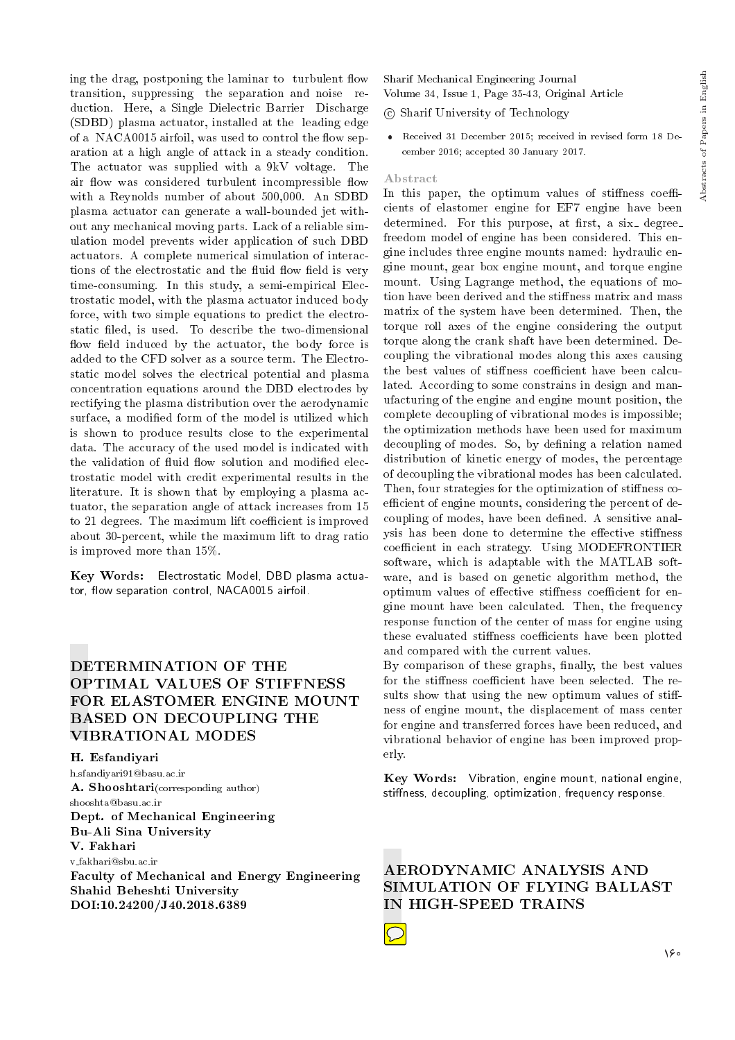ing the drag, postponing the laminar to turbulent flow transition, suppressing the separation and noise reduction. Here, a Single Dielectric Barrier Discharge (SDBD) plasma actuator, installed at the leading edge of a NACA0015 airfoil, was used to control the flow separation at a high angle of attack in a steady condition. The actuator was supplied with a 9kV voltage. The air flow was considered turbulent incompressible flow with a Reynolds number of about 500,000. An SDBD plasma actuator can generate a wall-bounded jet without any mechanical moving parts. Lack of a reliable simulation model prevents wider application of such DBD actuators. A complete numerical simulation of interactions of the electrostatic and the fluid flow field is very time-consuming. In this study, a semi-empirical Electrostatic model, with the plasma actuator induced body force, with two simple equations to predict the electrostatic filed, is used. To describe the two-dimensional flow field induced by the actuator, the body force is added to the CFD solver as a source term. The Electrostatic model solves the electrical potential and plasma concentration equations around the DBD electrodes by rectifying the plasma distribution over the aerodynamic surface, a modified form of the model is utilized which is shown to produce results close to the experimental data. The accuracy of the used model is indicated with the validation of fluid flow solution and modified electrostatic model with credit experimental results in the literature. It is shown that by employing a plasma actuator, the separation angle of attack increases from 15 to 21 degrees. The maximum lift coefficient is improved about 30-percent, while the maximum lift to drag ratio is improved more than 15%.

**Key Words:** Electrostatic Model, DBD plasma actuator, flow separation control, NACA0015 airfoil.

## DETERMINATION OF THE OPTIMAL VALUES OF STIFFNESS FOR ELASTOMER ENGINE MOUNT BASED ON DECOUPLING THE VIBRATIONAL MODES

**H. Esfandiyari**
h.sfandiyari91@basu.ac.ir
**A. Shooshtari**(corresponding author)
shooshta@basu.ac.ir
**Dept. of Mechanical Engineering**
**Bu-Ali Sina University**
**V. Fakhari**
v_fakhari@sbu.ac.ir
**Faculty of Mechanical and Energy Engineering**
**Shahid Beheshti University**
**DOI:10.24200/J40.2018.6389**

Sharif Mechanical Engineering Journal
Volume 34, Issue 1, Page 35-43, Original Article
© Sharif University of Technology

- Received 31 December 2015; received in revised form 18 December 2016; accepted 30 January 2017.

### Abstract

In this paper, the optimum values of stiffness coefficients of elastomer engine for EF7 engine have been determined. For this purpose, at first, a six_ degree_ freedom model of engine has been considered. This engine includes three engine mounts named: hydraulic engine mount, gear box engine mount, and torque engine mount. Using Lagrange method, the equations of motion have been derived and the stiffness matrix and mass matrix of the system have been determined. Then, the torque roll axes of the engine considering the output torque along the crank shaft have been determined. Decoupling the vibrational modes along this axes causing the best values of stiffness coefficient have been calculated. According to some constrains in design and manufacturing of the engine and engine mount position, the complete decoupling of vibrational modes is impossible; the optimization methods have been used for maximum decoupling of modes. So, by defining a relation named distribution of kinetic energy of modes, the percentage of decoupling the vibrational modes has been calculated. Then, four strategies for the optimization of stiffness coefficient of engine mounts, considering the percent of decoupling of modes, have been defined. A sensitive analysis has been done to determine the effective stiffness coefficient in each strategy. Using MODEFRONTIER software, which is adaptable with the MATLAB software, and is based on genetic algorithm method, the optimum values of effective stiffness coefficient for engine mount have been calculated. Then, the frequency response function of the center of mass for engine using these evaluated stiffness coefficients have been plotted and compared with the current values.

By comparison of these graphs, finally, the best values for the stiffness coefficient have been selected. The results show that using the new optimum values of stiffness of engine mount, the displacement of mass center for engine and transferred forces have been reduced, and vibrational behavior of engine has been improved properly.

**Key Words:** Vibration, engine mount, national engine, stiffness, decoupling, optimization, frequency response.

## AERODYNAMIC ANALYSIS AND SIMULATION OF FLYING BALLAST IN HIGH-SPEED TRAINS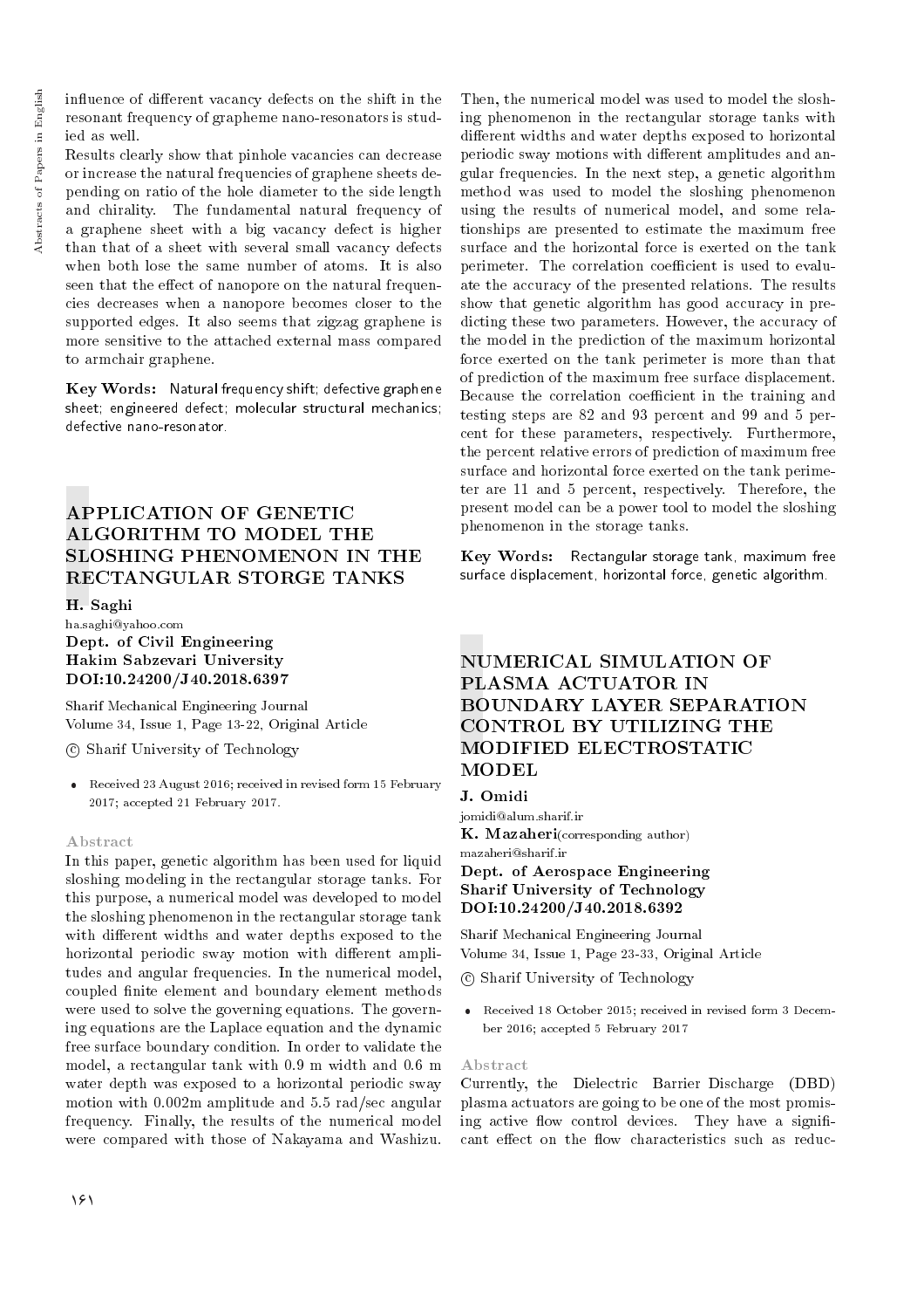influence of different vacancy defects on the shift in the resonant frequency of grapheme nano-resonators is studied as well.

Results clearly show that pinhole vacancies can decrease or increase the natural frequencies of graphene sheets depending on ratio of the hole diameter to the side length and chirality. The fundamental natural frequency of a graphene sheet with a big vacancy defect is higher than that of a sheet with several small vacancy defects when both lose the same number of atoms. It is also seen that the effect of nanopore on the natural frequencies decreases when a nanopore becomes closer to the supported edges. It also seems that zigzag graphene is more sensitive to the attached external mass compared to armchair graphene.

**Key Words:** Natural frequency shift; defective graphene sheet; engineered defect; molecular structural mechanics; defective nano-resonator.

## APPLICATION OF GENETIC ALGORITHM TO MODEL THE SLOSHING PHENOMENON IN THE RECTANGULAR STORGE TANKS

**H. Saghi**
ha.saghi@yahoo.com
**Dept. of Civil Engineering**
**Hakim Sabzevari University**
**DOI:10.24200/J40.2018.6397**

Sharif Mechanical Engineering Journal
Volume 34, Issue 1, Page 13-22, Original Article

© Sharif University of Technology

- Received 23 August 2016; received in revised form 15 February 2017; accepted 21 February 2017.

### Abstract

In this paper, genetic algorithm has been used for liquid sloshing modeling in the rectangular storage tanks. For this purpose, a numerical model was developed to model the sloshing phenomenon in the rectangular storage tank with different widths and water depths exposed to the horizontal periodic sway motion with different amplitudes and angular frequencies. In the numerical model, coupled finite element and boundary element methods were used to solve the governing equations. The governing equations are the Laplace equation and the dynamic free surface boundary condition. In order to validate the model, a rectangular tank with 0.9 m width and 0.6 m water depth was exposed to a horizontal periodic sway motion with 0.002m amplitude and 5.5 rad/sec angular frequency. Finally, the results of the numerical model were compared with those of Nakayama and Washizu. Then, the numerical model was used to model the sloshing phenomenon in the rectangular storage tanks with different widths and water depths exposed to horizontal periodic sway motions with different amplitudes and angular frequencies. In the next step, a genetic algorithm method was used to model the sloshing phenomenon using the results of numerical model, and some relationships are presented to estimate the maximum free surface and the horizontal force is exerted on the tank perimeter. The correlation coefficient is used to evaluate the accuracy of the presented relations. The results show that genetic algorithm has good accuracy in predicting these two parameters. However, the accuracy of the model in the prediction of the maximum horizontal force exerted on the tank perimeter is more than that of prediction of the maximum free surface displacement. Because the correlation coefficient in the training and testing steps are 82 and 93 percent and 99 and 5 percent for these parameters, respectively. Furthermore, the percent relative errors of prediction of maximum free surface and horizontal force exerted on the tank perimeter are 11 and 5 percent, respectively. Therefore, the present model can be a power tool to model the sloshing phenomenon in the storage tanks.

**Key Words:** Rectangular storage tank, maximum free surface displacement, horizontal force, genetic algorithm.

## NUMERICAL SIMULATION OF PLASMA ACTUATOR IN BOUNDARY LAYER SEPARATION CONTROL BY UTILIZING THE MODIFIED ELECTROSTATIC MODEL

**J. Omidi**
jomidi@alum.sharif.ir
**K. Mazaheri**(corresponding author)
mazaheri@sharif.ir
**Dept. of Aerospace Engineering**
**Sharif University of Technology**
**DOI:10.24200/J40.2018.6392**

Sharif Mechanical Engineering Journal
Volume 34, Issue 1, Page 23-33, Original Article

© Sharif University of Technology

- Received 18 October 2015; received in revised form 3 December 2016; accepted 5 February 2017

### Abstract

Currently, the Dielectric Barrier Discharge (DBD) plasma actuators are going to be one of the most promising active flow control devices. They have a significant effect on the flow characteristics such as reduc-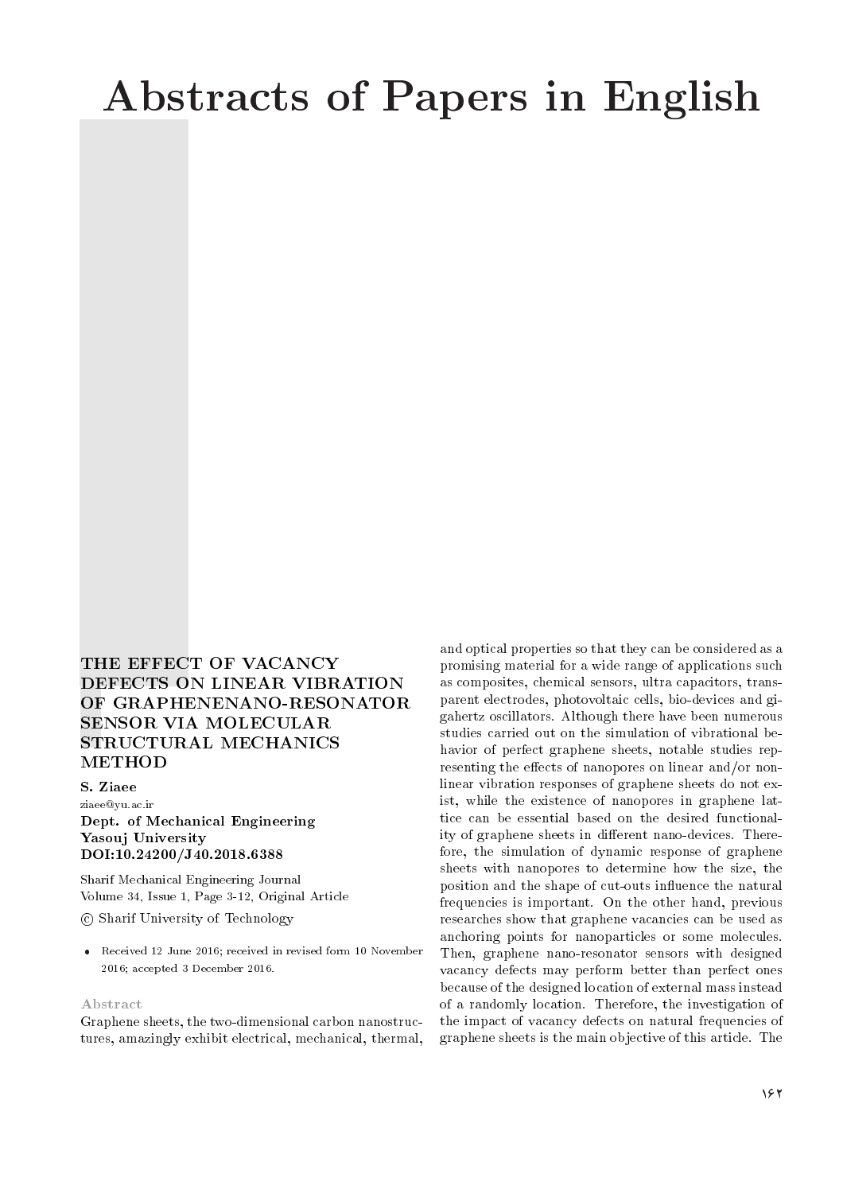# Abstracts of Papers in English

## THE EFFECT OF VACANCY DEFECTS ON LINEAR VIBRATION OF GRAPHENENANO-RESONATOR SENSOR VIA MOLECULAR STRUCTURAL MECHANICS METHOD

**S. Ziaee**
ziaee@yu.ac.ir
**Dept. of Mechanical Engineering**
**Yasouj University**
**DOI:10.24200/J40.2018.6388**

Sharif Mechanical Engineering Journal
Volume 34, Issue 1, Page 3-12, Original Article
© Sharif University of Technology

- Received 12 June 2016; received in revised form 10 November 2016; accepted 3 December 2016.

### Abstract

Graphene sheets, the two-dimensional carbon nanostructures, amazingly exhibit electrical, mechanical, thermal, and optical properties so that they can be considered as a promising material for a wide range of applications such as composites, chemical sensors, ultra capacitors, transparent electrodes, photovoltaic cells, bio-devices and gigahertz oscillators. Although there have been numerous studies carried out on the simulation of vibrational behavior of perfect graphene sheets, notable studies representing the effects of nanopores on linear and/or nonlinear vibration responses of graphene sheets do not exist, while the existence of nanopores in graphene lattice can be essential based on the desired functionality of graphene sheets in different nano-devices. Therefore, the simulation of dynamic response of graphene sheets with nanopores to determine how the size, the position and the shape of cut-outs influence the natural frequencies is important. On the other hand, previous researches show that graphene vacancies can be used as anchoring points for nanoparticles or some molecules. Then, graphene nano-resonator sensors with designed vacancy defects may perform better than perfect ones because of the designed location of external mass instead of a randomly location. Therefore, the investigation of the impact of vacancy defects on natural frequencies of graphene sheets is the main objective of this article. The